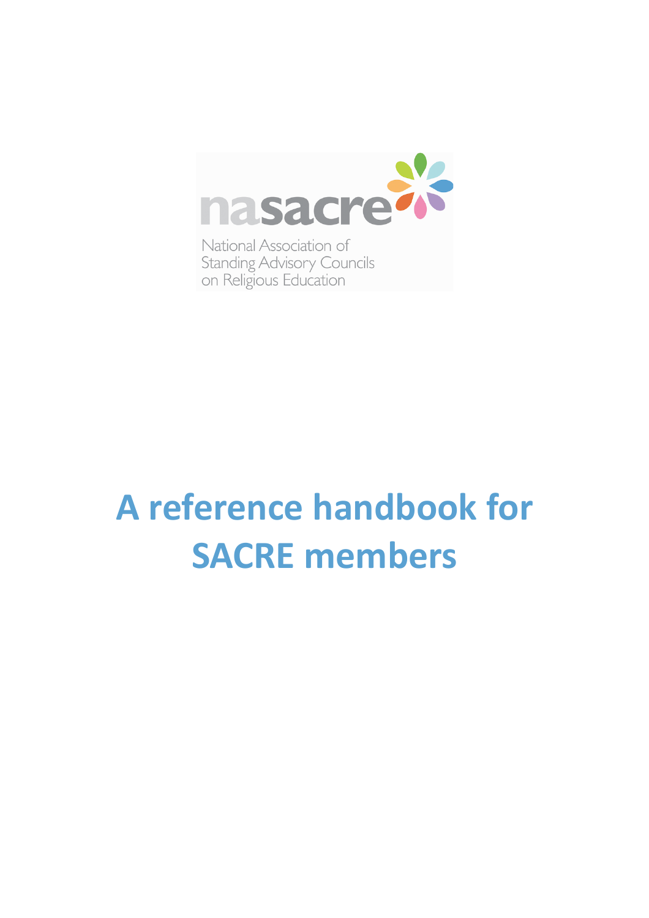nasacre

National Association of
Standing Advisory Councils
on Religious Education

# A reference handbook for SACRE members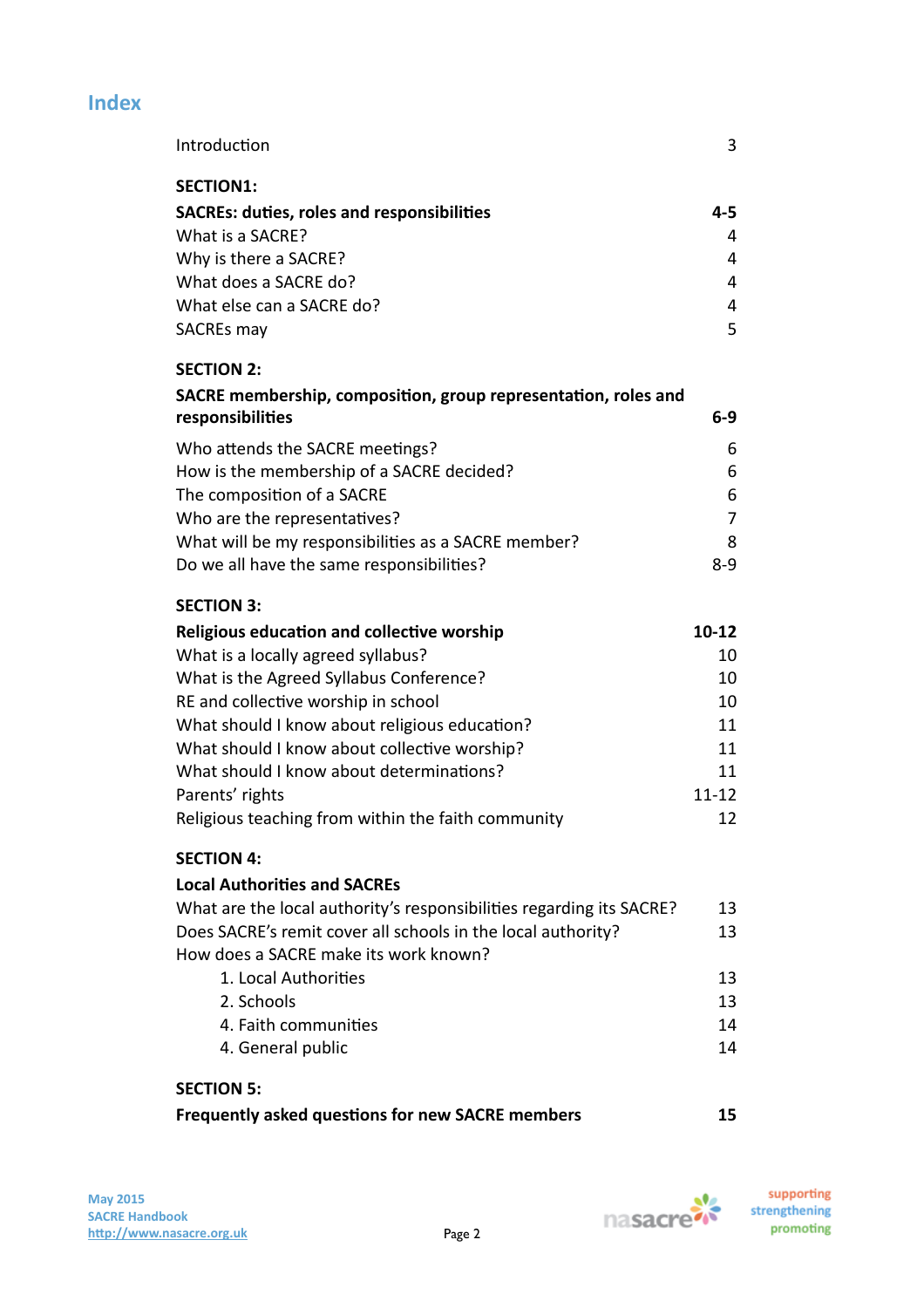# Index

| | |
|---|---|
| Introduction | 3 |
| **SECTION1:** | |
| **SACREs: duties, roles and responsibilities** | **4-5** |
| What is a SACRE? | 4 |
| Why is there a SACRE? | 4 |
| What does a SACRE do? | 4 |
| What else can a SACRE do? | 4 |
| SACREs may | 5 |
| **SECTION 2:** | |
| **SACRE membership, composition, group representation, roles and responsibilities** | **6-9** |
| Who attends the SACRE meetings? | 6 |
| How is the membership of a SACRE decided? | 6 |
| The composition of a SACRE | 6 |
| Who are the representatives? | 7 |
| What will be my responsibilities as a SACRE member? | 8 |
| Do we all have the same responsibilities? | 8-9 |
| **SECTION 3:** | |
| **Religious education and collective worship** | **10-12** |
| What is a locally agreed syllabus? | 10 |
| What is the Agreed Syllabus Conference? | 10 |
| RE and collective worship in school | 10 |
| What should I know about religious education? | 11 |
| What should I know about collective worship? | 11 |
| What should I know about determinations? | 11 |
| Parents' rights | 11-12 |
| Religious teaching from within the faith community | 12 |
| **SECTION 4:** | |
| **Local Authorities and SACREs** | |
| What are the local authority's responsibilities regarding its SACRE? | 13 |
| Does SACRE's remit cover all schools in the local authority? | 13 |
| How does a SACRE make its work known? | |
| 1. Local Authorities | 13 |
| 2. Schools | 13 |
| 4. Faith communities | 14 |
| 4. General public | 14 |
| **SECTION 5:** | |
| **Frequently asked questions for new SACRE members** | **15** |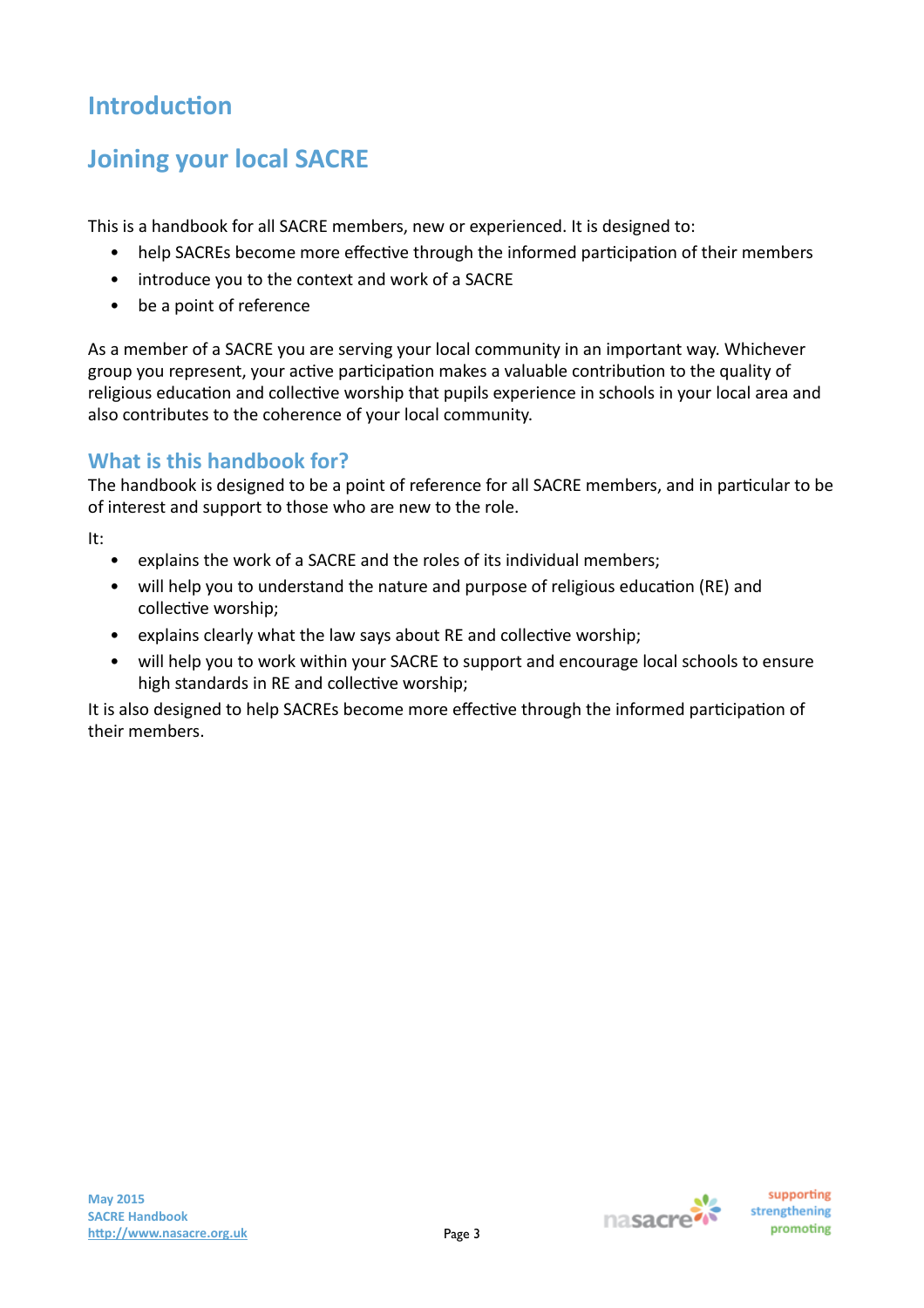# Introduction

## Joining your local SACRE

This is a handbook for all SACRE members, new or experienced. It is designed to:

- help SACREs become more effective through the informed participation of their members
- introduce you to the context and work of a SACRE
- be a point of reference

As a member of a SACRE you are serving your local community in an important way. Whichever group you represent, your active participation makes a valuable contribution to the quality of religious education and collective worship that pupils experience in schools in your local area and also contributes to the coherence of your local community.

### What is this handbook for?

The handbook is designed to be a point of reference for all SACRE members, and in particular to be of interest and support to those who are new to the role.

It:

- explains the work of a SACRE and the roles of its individual members;
- will help you to understand the nature and purpose of religious education (RE) and collective worship;
- explains clearly what the law says about RE and collective worship;
- will help you to work within your SACRE to support and encourage local schools to ensure high standards in RE and collective worship;

It is also designed to help SACREs become more effective through the informed participation of their members.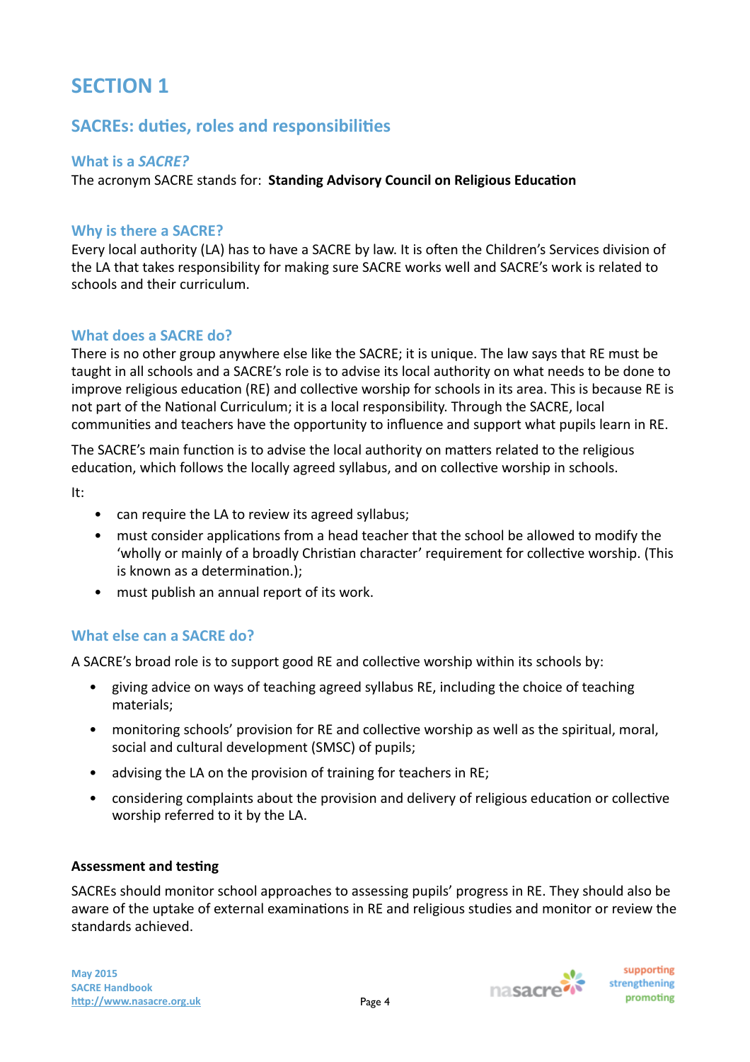# SECTION 1

## SACREs: duties, roles and responsibilities

### What is a *SACRE?*

The acronym SACRE stands for: **Standing Advisory Council on Religious Education**

### Why is there a SACRE?

Every local authority (LA) has to have a SACRE by law. It is often the Children's Services division of the LA that takes responsibility for making sure SACRE works well and SACRE's work is related to schools and their curriculum.

### What does a SACRE do?

There is no other group anywhere else like the SACRE; it is unique. The law says that RE must be taught in all schools and a SACRE's role is to advise its local authority on what needs to be done to improve religious education (RE) and collective worship for schools in its area. This is because RE is not part of the National Curriculum; it is a local responsibility. Through the SACRE, local communities and teachers have the opportunity to influence and support what pupils learn in RE.

The SACRE's main function is to advise the local authority on matters related to the religious education, which follows the locally agreed syllabus, and on collective worship in schools.

It:

- can require the LA to review its agreed syllabus;
- must consider applications from a head teacher that the school be allowed to modify the 'wholly or mainly of a broadly Christian character' requirement for collective worship. (This is known as a determination.);
- must publish an annual report of its work.

### What else can a SACRE do?

A SACRE's broad role is to support good RE and collective worship within its schools by:

- giving advice on ways of teaching agreed syllabus RE, including the choice of teaching materials;
- monitoring schools' provision for RE and collective worship as well as the spiritual, moral, social and cultural development (SMSC) of pupils;
- advising the LA on the provision of training for teachers in RE;
- considering complaints about the provision and delivery of religious education or collective worship referred to it by the LA.

**Assessment and testing**

SACREs should monitor school approaches to assessing pupils' progress in RE. They should also be aware of the uptake of external examinations in RE and religious studies and monitor or review the standards achieved.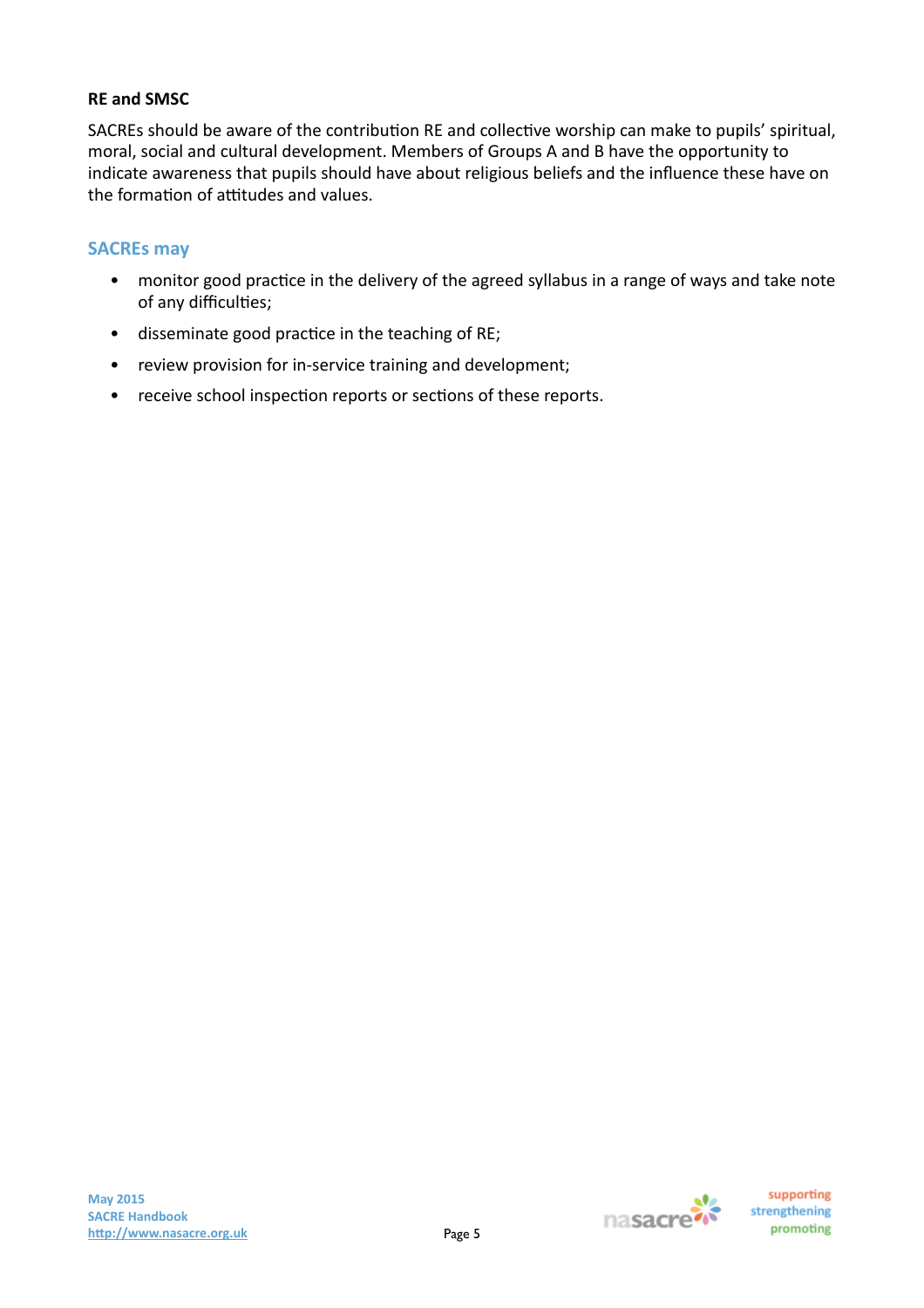### RE and SMSC

SACREs should be aware of the contribution RE and collective worship can make to pupils' spiritual, moral, social and cultural development. Members of Groups A and B have the opportunity to indicate awareness that pupils should have about religious beliefs and the influence these have on the formation of attitudes and values.

### SACREs may

- monitor good practice in the delivery of the agreed syllabus in a range of ways and take note of any difficulties;
- disseminate good practice in the teaching of RE;
- review provision for in-service training and development;
- receive school inspection reports or sections of these reports.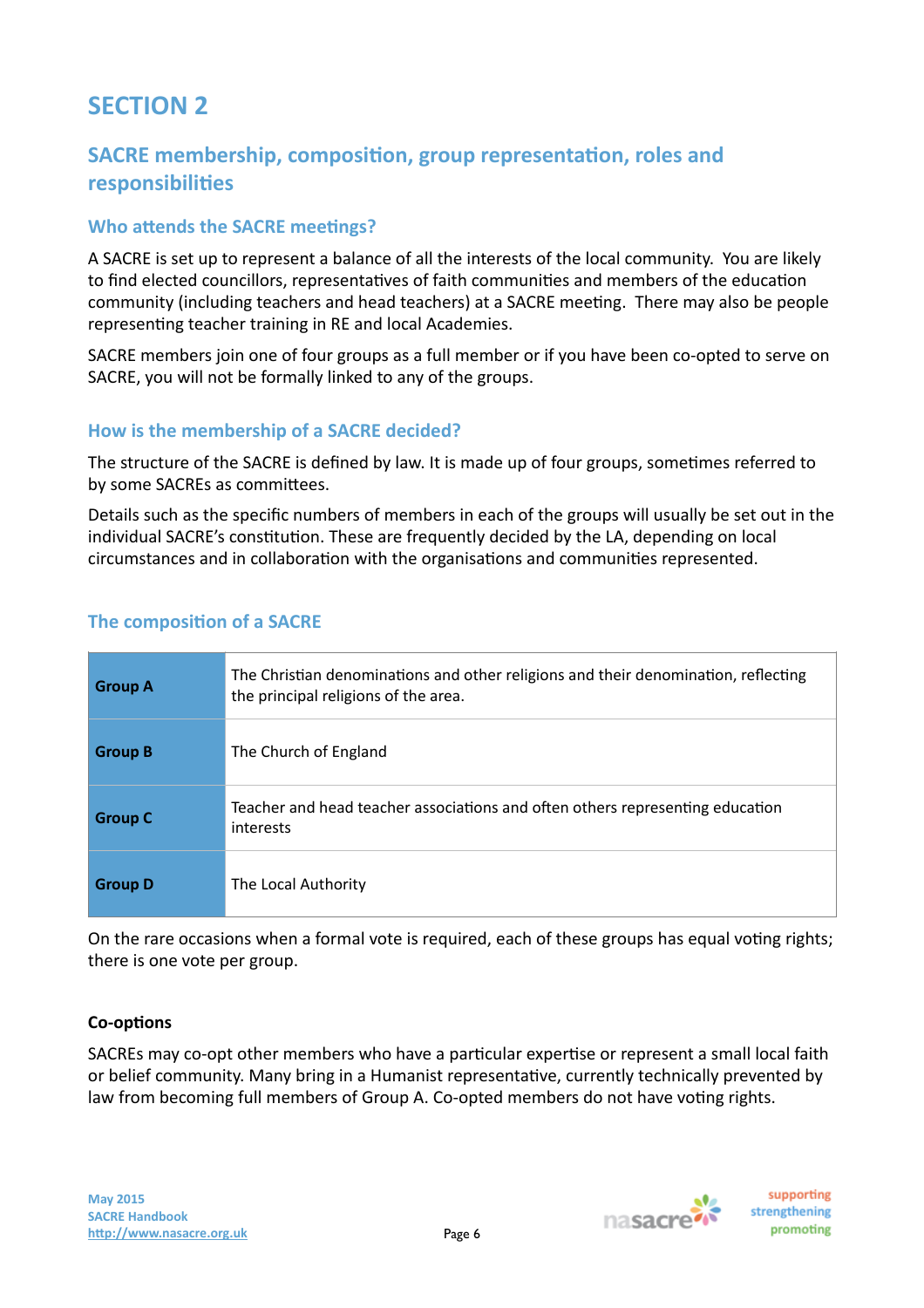# SECTION 2

## SACRE membership, composition, group representation, roles and responsibilities

### Who attends the SACRE meetings?

A SACRE is set up to represent a balance of all the interests of the local community. You are likely to find elected councillors, representatives of faith communities and members of the education community (including teachers and head teachers) at a SACRE meeting. There may also be people representing teacher training in RE and local Academies.

SACRE members join one of four groups as a full member or if you have been co-opted to serve on SACRE, you will not be formally linked to any of the groups.

### How is the membership of a SACRE decided?

The structure of the SACRE is defined by law. It is made up of four groups, sometimes referred to by some SACREs as committees.

Details such as the specific numbers of members in each of the groups will usually be set out in the individual SACRE's constitution. These are frequently decided by the LA, depending on local circumstances and in collaboration with the organisations and communities represented.

### The composition of a SACRE

| | |
|---|---|
| **Group A** | The Christian denominations and other religions and their denomination, reflecting the principal religions of the area. |
| **Group B** | The Church of England |
| **Group C** | Teacher and head teacher associations and often others representing education interests |
| **Group D** | The Local Authority |

On the rare occasions when a formal vote is required, each of these groups has equal voting rights; there is one vote per group.

**Co-options**

SACREs may co-opt other members who have a particular expertise or represent a small local faith or belief community. Many bring in a Humanist representative, currently technically prevented by law from becoming full members of Group A. Co-opted members do not have voting rights.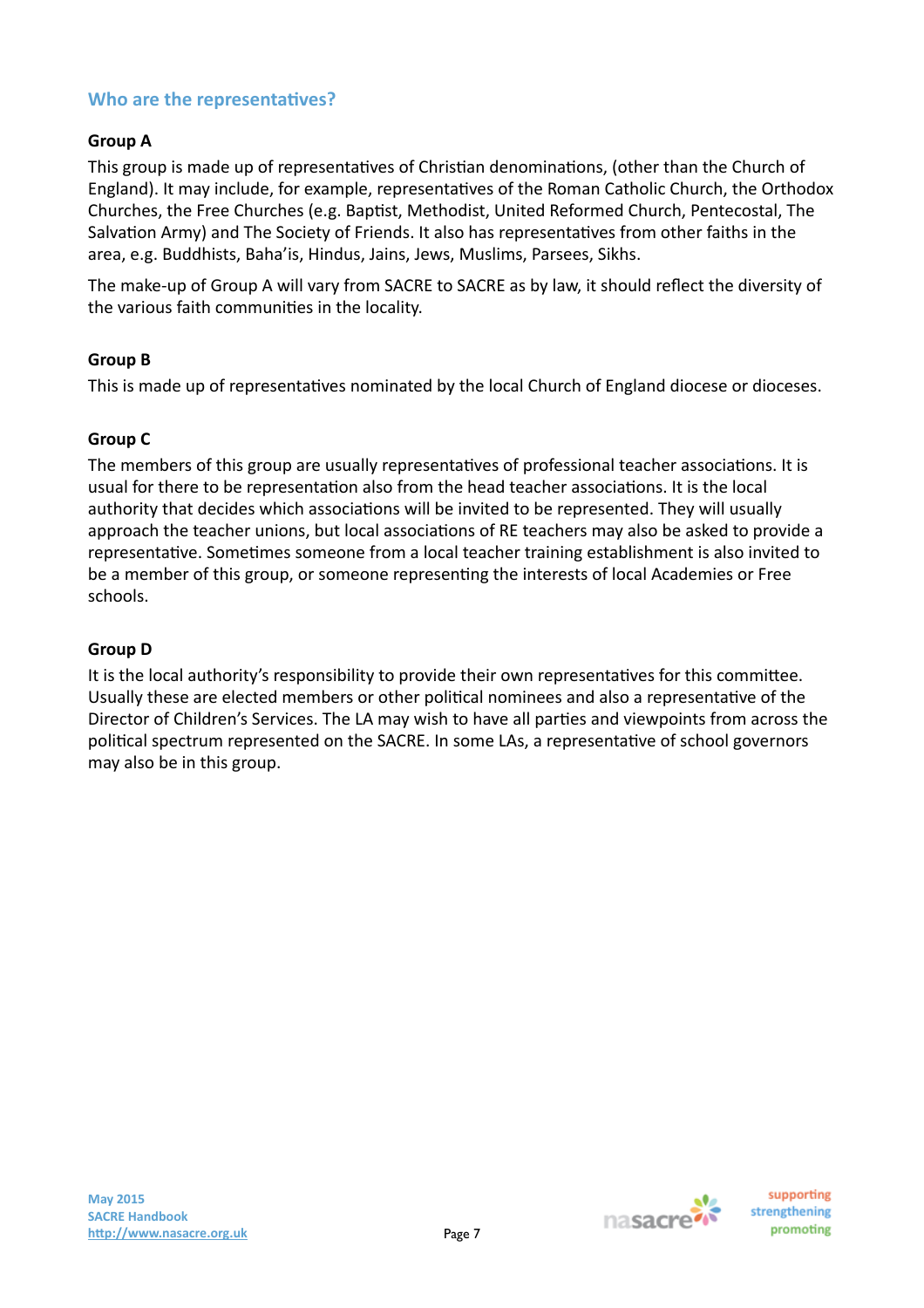## Who are the representatives?

### Group A

This group is made up of representatives of Christian denominations, (other than the Church of England). It may include, for example, representatives of the Roman Catholic Church, the Orthodox Churches, the Free Churches (e.g. Baptist, Methodist, United Reformed Church, Pentecostal, The Salvation Army) and The Society of Friends. It also has representatives from other faiths in the area, e.g. Buddhists, Baha'is, Hindus, Jains, Jews, Muslims, Parsees, Sikhs.

The make-up of Group A will vary from SACRE to SACRE as by law, it should reflect the diversity of the various faith communities in the locality.

### Group B

This is made up of representatives nominated by the local Church of England diocese or dioceses.

### Group C

The members of this group are usually representatives of professional teacher associations. It is usual for there to be representation also from the head teacher associations. It is the local authority that decides which associations will be invited to be represented. They will usually approach the teacher unions, but local associations of RE teachers may also be asked to provide a representative. Sometimes someone from a local teacher training establishment is also invited to be a member of this group, or someone representing the interests of local Academies or Free schools.

### Group D

It is the local authority's responsibility to provide their own representatives for this committee. Usually these are elected members or other political nominees and also a representative of the Director of Children's Services. The LA may wish to have all parties and viewpoints from across the political spectrum represented on the SACRE. In some LAs, a representative of school governors may also be in this group.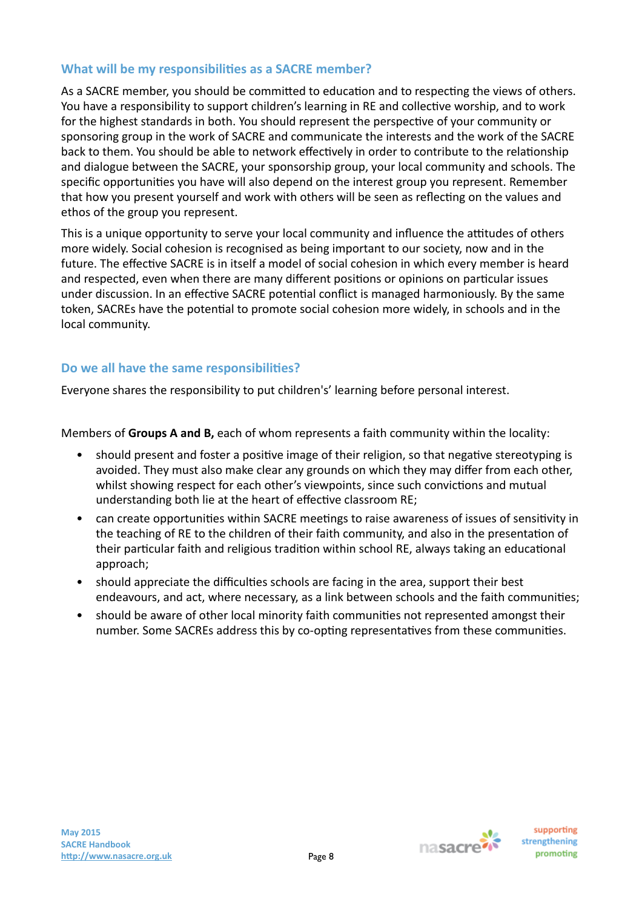## What will be my responsibilities as a SACRE member?

As a SACRE member, you should be committed to education and to respecting the views of others. You have a responsibility to support children's learning in RE and collective worship, and to work for the highest standards in both. You should represent the perspective of your community or sponsoring group in the work of SACRE and communicate the interests and the work of the SACRE back to them. You should be able to network effectively in order to contribute to the relationship and dialogue between the SACRE, your sponsorship group, your local community and schools. The specific opportunities you have will also depend on the interest group you represent. Remember that how you present yourself and work with others will be seen as reflecting on the values and ethos of the group you represent.

This is a unique opportunity to serve your local community and influence the attitudes of others more widely. Social cohesion is recognised as being important to our society, now and in the future. The effective SACRE is in itself a model of social cohesion in which every member is heard and respected, even when there are many different positions or opinions on particular issues under discussion. In an effective SACRE potential conflict is managed harmoniously. By the same token, SACREs have the potential to promote social cohesion more widely, in schools and in the local community.

## Do we all have the same responsibilities?

Everyone shares the responsibility to put children's' learning before personal interest.

Members of **Groups A and B,** each of whom represents a faith community within the locality:

- should present and foster a positive image of their religion, so that negative stereotyping is avoided. They must also make clear any grounds on which they may differ from each other, whilst showing respect for each other's viewpoints, since such convictions and mutual understanding both lie at the heart of effective classroom RE;
- can create opportunities within SACRE meetings to raise awareness of issues of sensitivity in the teaching of RE to the children of their faith community, and also in the presentation of their particular faith and religious tradition within school RE, always taking an educational approach;
- should appreciate the difficulties schools are facing in the area, support their best endeavours, and act, where necessary, as a link between schools and the faith communities;
- should be aware of other local minority faith communities not represented amongst their number. Some SACREs address this by co-opting representatives from these communities.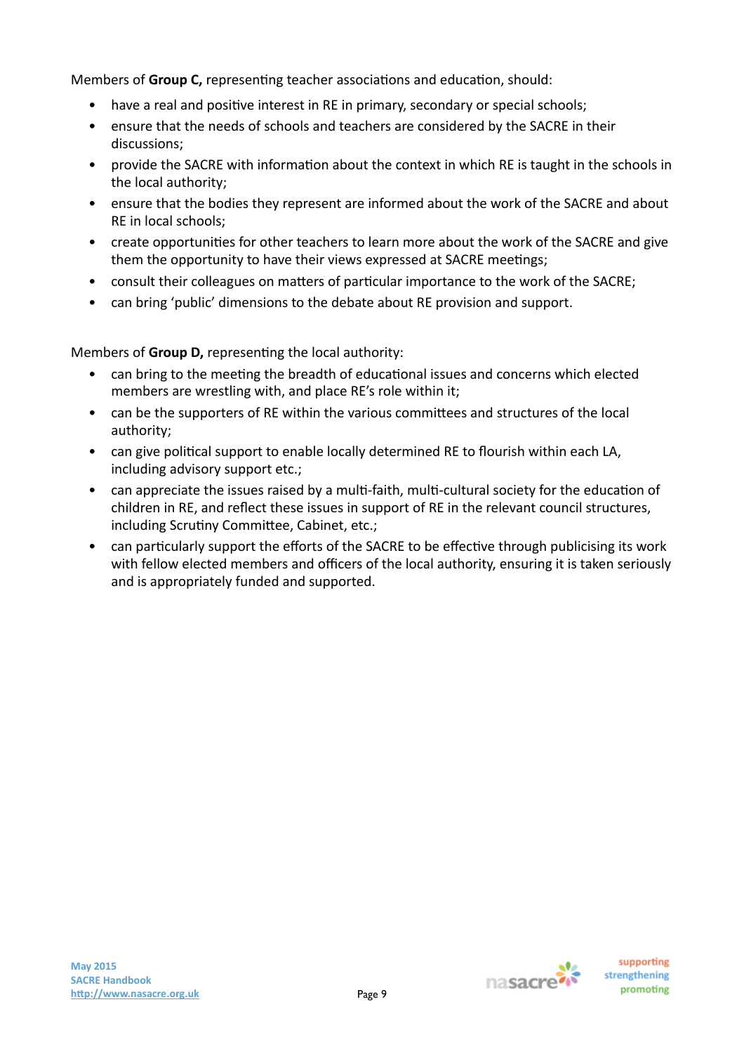Members of **Group C,** representing teacher associations and education, should:

- have a real and positive interest in RE in primary, secondary or special schools;
- ensure that the needs of schools and teachers are considered by the SACRE in their discussions;
- provide the SACRE with information about the context in which RE is taught in the schools in the local authority;
- ensure that the bodies they represent are informed about the work of the SACRE and about RE in local schools;
- create opportunities for other teachers to learn more about the work of the SACRE and give them the opportunity to have their views expressed at SACRE meetings;
- consult their colleagues on matters of particular importance to the work of the SACRE;
- can bring 'public' dimensions to the debate about RE provision and support.

Members of **Group D,** representing the local authority:

- can bring to the meeting the breadth of educational issues and concerns which elected members are wrestling with, and place RE's role within it;
- can be the supporters of RE within the various committees and structures of the local authority;
- can give political support to enable locally determined RE to flourish within each LA, including advisory support etc.;
- can appreciate the issues raised by a multi-faith, multi-cultural society for the education of children in RE, and reflect these issues in support of RE in the relevant council structures, including Scrutiny Committee, Cabinet, etc.;
- can particularly support the efforts of the SACRE to be effective through publicising its work with fellow elected members and officers of the local authority, ensuring it is taken seriously and is appropriately funded and supported.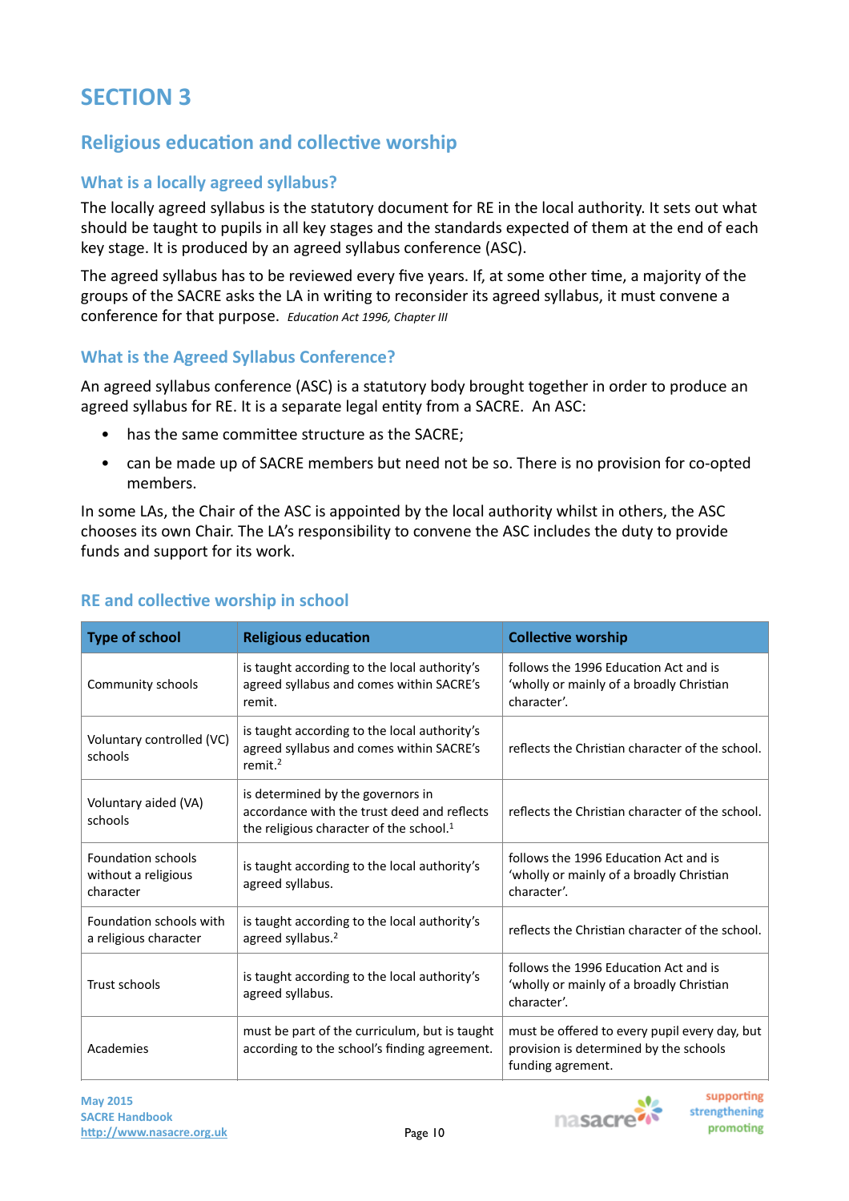# SECTION 3

## Religious education and collective worship

### What is a locally agreed syllabus?

The locally agreed syllabus is the statutory document for RE in the local authority. It sets out what should be taught to pupils in all key stages and the standards expected of them at the end of each key stage. It is produced by an agreed syllabus conference (ASC).

The agreed syllabus has to be reviewed every five years. If, at some other time, a majority of the groups of the SACRE asks the LA in writing to reconsider its agreed syllabus, it must convene a conference for that purpose. *Education Act 1996, Chapter III*

### What is the Agreed Syllabus Conference?

An agreed syllabus conference (ASC) is a statutory body brought together in order to produce an agreed syllabus for RE. It is a separate legal entity from a SACRE. An ASC:

- has the same committee structure as the SACRE;
- can be made up of SACRE members but need not be so. There is no provision for co-opted members.

In some LAs, the Chair of the ASC is appointed by the local authority whilst in others, the ASC chooses its own Chair. The LA's responsibility to convene the ASC includes the duty to provide funds and support for its work.

### RE and collective worship in school

| Type of school | Religious education | Collective worship |
|---|---|---|
| Community schools | is taught according to the local authority's agreed syllabus and comes within SACRE's remit. | follows the 1996 Education Act and is 'wholly or mainly of a broadly Christian character'. |
| Voluntary controlled (VC) schools | is taught according to the local authority's agreed syllabus and comes within SACRE's remit.[2] | reflects the Christian character of the school. |
| Voluntary aided (VA) schools | is determined by the governors in accordance with the trust deed and reflects the religious character of the school.[1] | reflects the Christian character of the school. |
| Foundation schools without a religious character | is taught according to the local authority's agreed syllabus. | follows the 1996 Education Act and is 'wholly or mainly of a broadly Christian character'. |
| Foundation schools with a religious character | is taught according to the local authority's agreed syllabus.[2] | reflects the Christian character of the school. |
| Trust schools | is taught according to the local authority's agreed syllabus. | follows the 1996 Education Act and is 'wholly or mainly of a broadly Christian character'. |
| Academies | must be part of the curriculum, but is taught according to the school's finding agreement. | must be offered to every pupil every day, but provision is determined by the schools funding agreement. |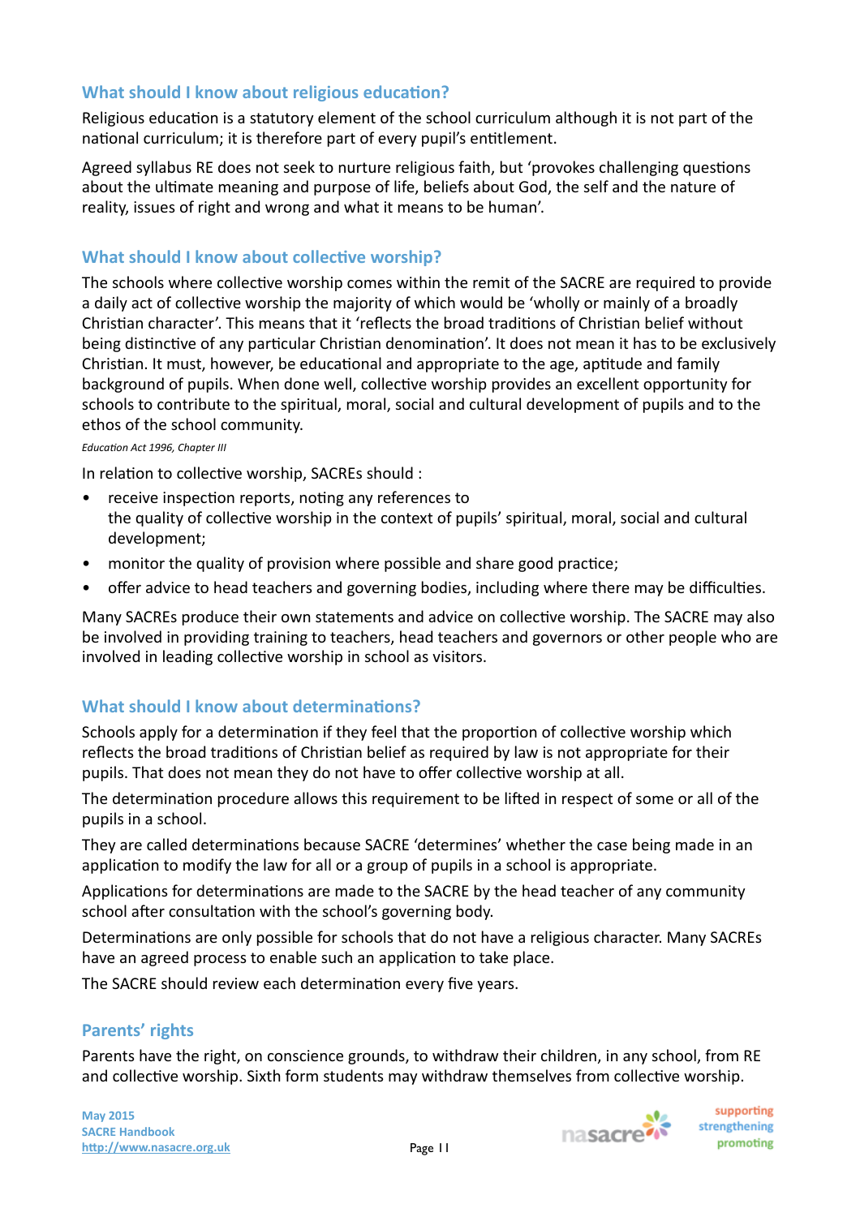## What should I know about religious education?

Religious education is a statutory element of the school curriculum although it is not part of the national curriculum; it is therefore part of every pupil's entitlement.

Agreed syllabus RE does not seek to nurture religious faith, but 'provokes challenging questions about the ultimate meaning and purpose of life, beliefs about God, the self and the nature of reality, issues of right and wrong and what it means to be human'.

## What should I know about collective worship?

The schools where collective worship comes within the remit of the SACRE are required to provide a daily act of collective worship the majority of which would be 'wholly or mainly of a broadly Christian character'. This means that it 'reflects the broad traditions of Christian belief without being distinctive of any particular Christian denomination'. It does not mean it has to be exclusively Christian. It must, however, be educational and appropriate to the age, aptitude and family background of pupils. When done well, collective worship provides an excellent opportunity for schools to contribute to the spiritual, moral, social and cultural development of pupils and to the ethos of the school community.

*Education Act 1996, Chapter III*

In relation to collective worship, SACREs should :

- receive inspection reports, noting any references to the quality of collective worship in the context of pupils' spiritual, moral, social and cultural development;
- monitor the quality of provision where possible and share good practice;
- offer advice to head teachers and governing bodies, including where there may be difficulties.

Many SACREs produce their own statements and advice on collective worship. The SACRE may also be involved in providing training to teachers, head teachers and governors or other people who are involved in leading collective worship in school as visitors.

## What should I know about determinations?

Schools apply for a determination if they feel that the proportion of collective worship which reflects the broad traditions of Christian belief as required by law is not appropriate for their pupils. That does not mean they do not have to offer collective worship at all.

The determination procedure allows this requirement to be lifted in respect of some or all of the pupils in a school.

They are called determinations because SACRE 'determines' whether the case being made in an application to modify the law for all or a group of pupils in a school is appropriate.

Applications for determinations are made to the SACRE by the head teacher of any community school after consultation with the school's governing body.

Determinations are only possible for schools that do not have a religious character. Many SACREs have an agreed process to enable such an application to take place.

The SACRE should review each determination every five years.

## Parents' rights

Parents have the right, on conscience grounds, to withdraw their children, in any school, from RE and collective worship. Sixth form students may withdraw themselves from collective worship.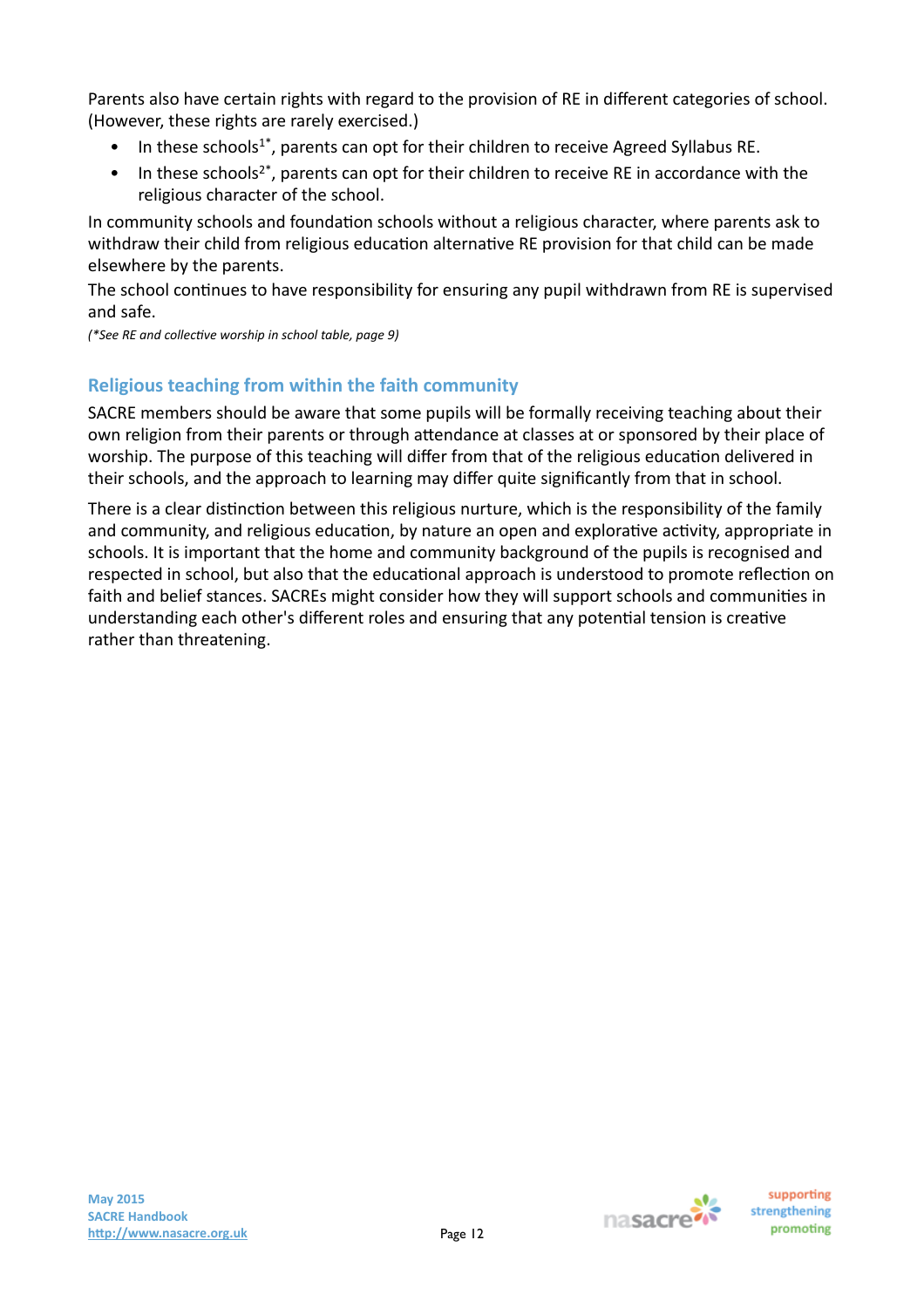Parents also have certain rights with regard to the provision of RE in different categories of school. (However, these rights are rarely exercised.)

- In these schools[1*], parents can opt for their children to receive Agreed Syllabus RE.
- In these schools[2*], parents can opt for their children to receive RE in accordance with the religious character of the school.

In community schools and foundation schools without a religious character, where parents ask to withdraw their child from religious education alternative RE provision for that child can be made elsewhere by the parents.

The school continues to have responsibility for ensuring any pupil withdrawn from RE is supervised and safe.

*(\*See RE and collective worship in school table, page 9)*

## Religious teaching from within the faith community

SACRE members should be aware that some pupils will be formally receiving teaching about their own religion from their parents or through attendance at classes at or sponsored by their place of worship. The purpose of this teaching will differ from that of the religious education delivered in their schools, and the approach to learning may differ quite significantly from that in school.

There is a clear distinction between this religious nurture, which is the responsibility of the family and community, and religious education, by nature an open and explorative activity, appropriate in schools. It is important that the home and community background of the pupils is recognised and respected in school, but also that the educational approach is understood to promote reflection on faith and belief stances. SACREs might consider how they will support schools and communities in understanding each other's different roles and ensuring that any potential tension is creative rather than threatening.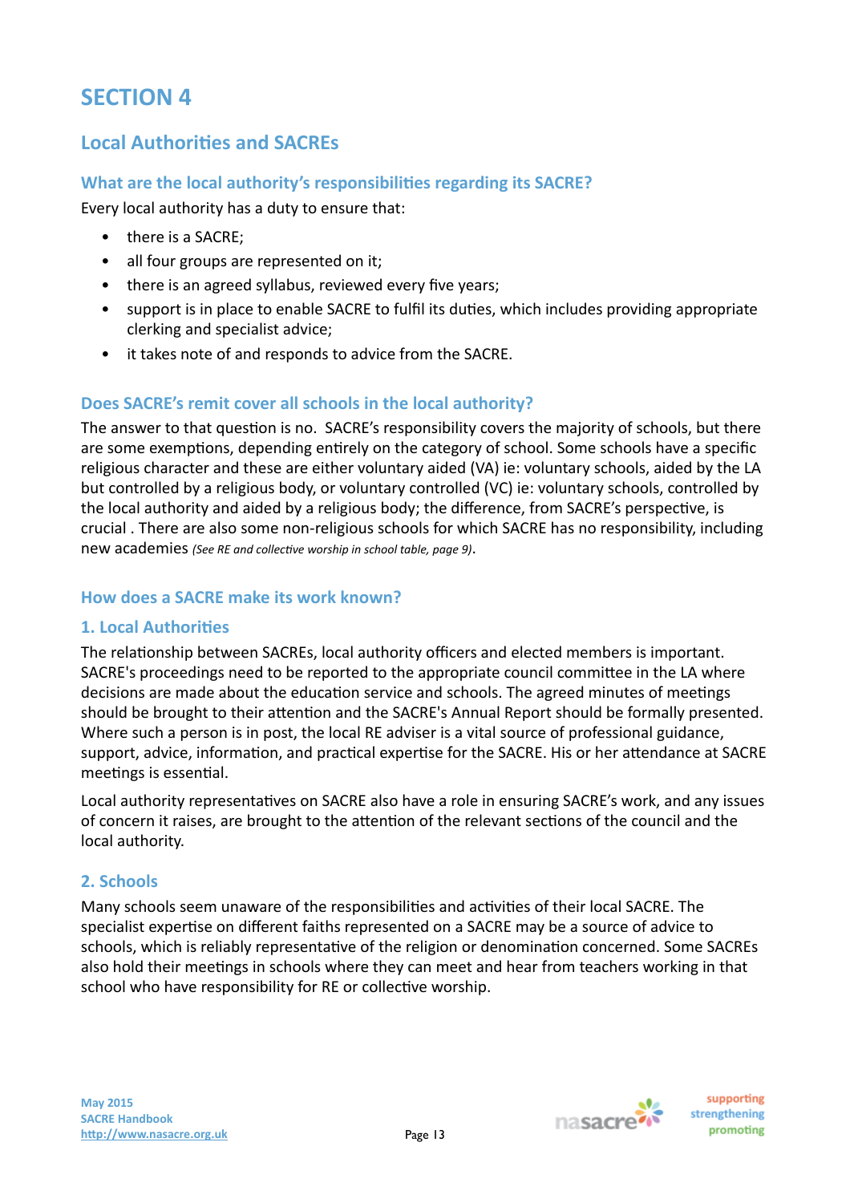# SECTION 4

## Local Authorities and SACREs

### What are the local authority's responsibilities regarding its SACRE?

Every local authority has a duty to ensure that:

- there is a SACRE;
- all four groups are represented on it;
- there is an agreed syllabus, reviewed every five years;
- support is in place to enable SACRE to fulfil its duties, which includes providing appropriate clerking and specialist advice;
- it takes note of and responds to advice from the SACRE.

### Does SACRE's remit cover all schools in the local authority?

The answer to that question is no. SACRE's responsibility covers the majority of schools, but there are some exemptions, depending entirely on the category of school. Some schools have a specific religious character and these are either voluntary aided (VA) ie: voluntary schools, aided by the LA but controlled by a religious body, or voluntary controlled (VC) ie: voluntary schools, controlled by the local authority and aided by a religious body; the difference, from SACRE's perspective, is crucial . There are also some non-religious schools for which SACRE has no responsibility, including new academies *(See RE and collective worship in school table, page 9)*.

### How does a SACRE make its work known?

### 1. Local Authorities

The relationship between SACREs, local authority officers and elected members is important. SACRE's proceedings need to be reported to the appropriate council committee in the LA where decisions are made about the education service and schools. The agreed minutes of meetings should be brought to their attention and the SACRE's Annual Report should be formally presented. Where such a person is in post, the local RE adviser is a vital source of professional guidance, support, advice, information, and practical expertise for the SACRE. His or her attendance at SACRE meetings is essential.

Local authority representatives on SACRE also have a role in ensuring SACRE's work, and any issues of concern it raises, are brought to the attention of the relevant sections of the council and the local authority.

### 2. Schools

Many schools seem unaware of the responsibilities and activities of their local SACRE. The specialist expertise on different faiths represented on a SACRE may be a source of advice to schools, which is reliably representative of the religion or denomination concerned. Some SACREs also hold their meetings in schools where they can meet and hear from teachers working in that school who have responsibility for RE or collective worship.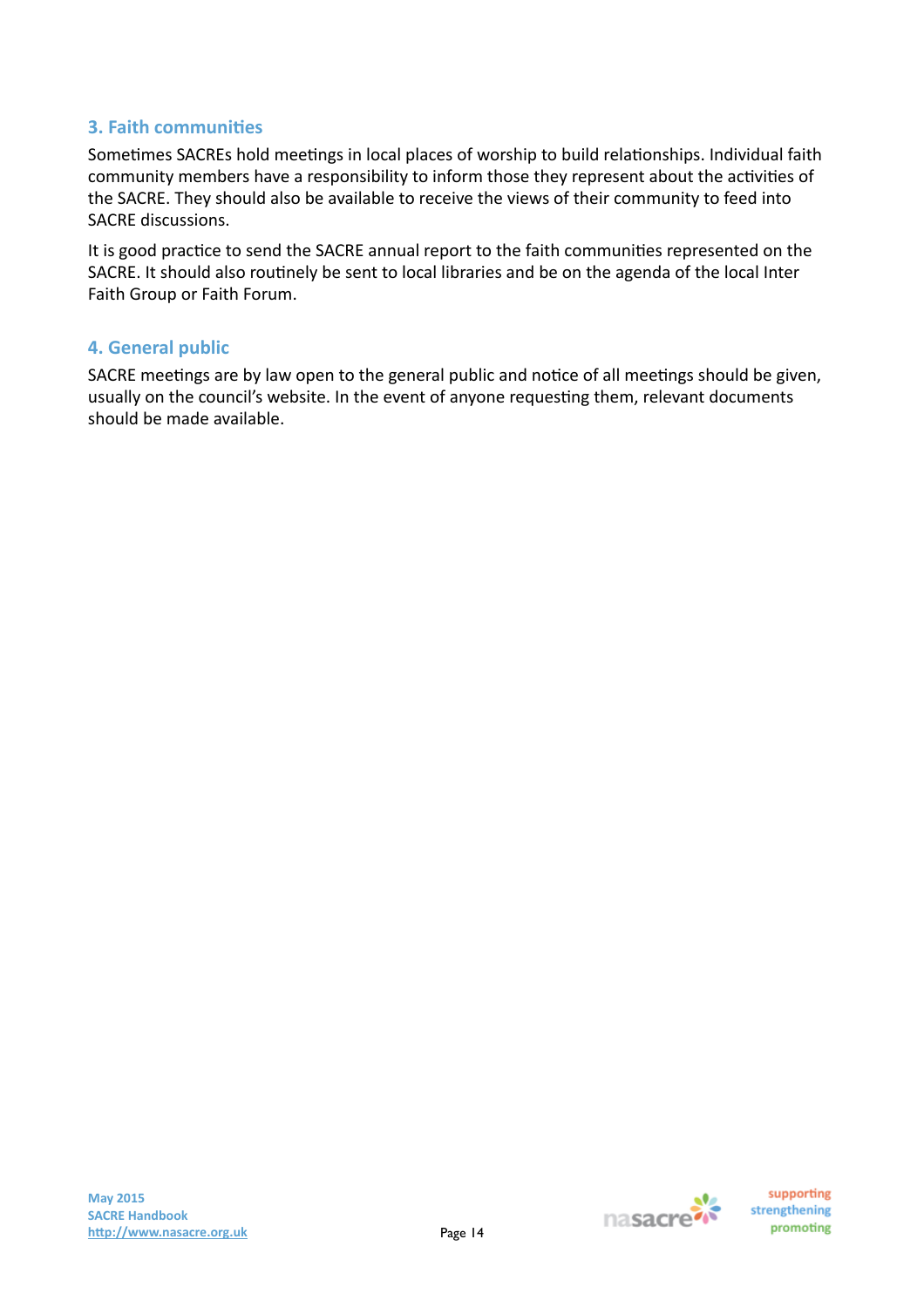### 3. Faith communities

Sometimes SACREs hold meetings in local places of worship to build relationships. Individual faith community members have a responsibility to inform those they represent about the activities of the SACRE. They should also be available to receive the views of their community to feed into SACRE discussions.

It is good practice to send the SACRE annual report to the faith communities represented on the SACRE. It should also routinely be sent to local libraries and be on the agenda of the local Inter Faith Group or Faith Forum.

### 4. General public

SACRE meetings are by law open to the general public and notice of all meetings should be given, usually on the council's website. In the event of anyone requesting them, relevant documents should be made available.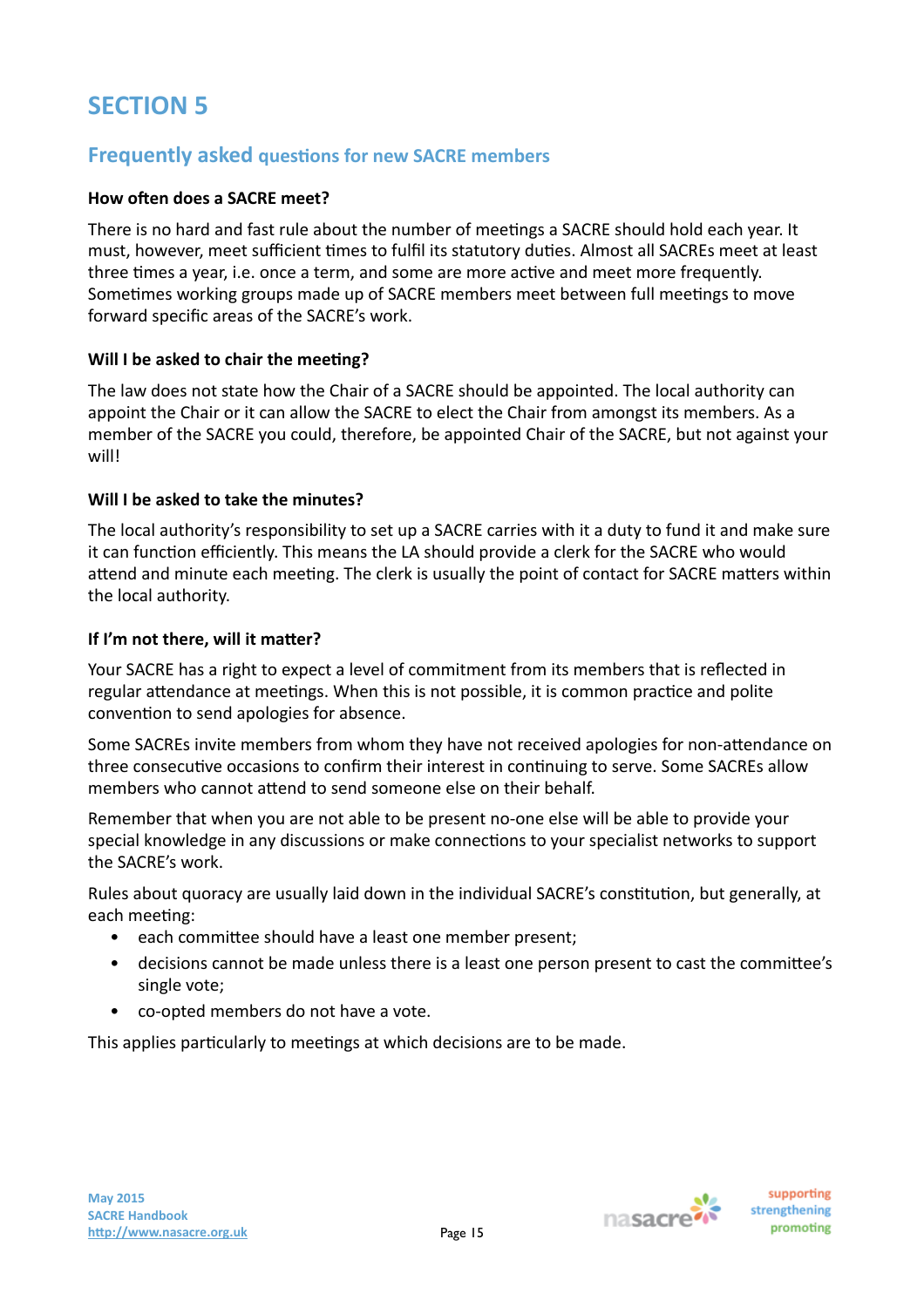# SECTION 5

## Frequently asked questions for new SACRE members

**How often does a SACRE meet?**

There is no hard and fast rule about the number of meetings a SACRE should hold each year. It must, however, meet sufficient times to fulfil its statutory duties. Almost all SACREs meet at least three times a year, i.e. once a term, and some are more active and meet more frequently. Sometimes working groups made up of SACRE members meet between full meetings to move forward specific areas of the SACRE's work.

**Will I be asked to chair the meeting?**

The law does not state how the Chair of a SACRE should be appointed. The local authority can appoint the Chair or it can allow the SACRE to elect the Chair from amongst its members. As a member of the SACRE you could, therefore, be appointed Chair of the SACRE, but not against your will!

**Will I be asked to take the minutes?**

The local authority's responsibility to set up a SACRE carries with it a duty to fund it and make sure it can function efficiently. This means the LA should provide a clerk for the SACRE who would attend and minute each meeting. The clerk is usually the point of contact for SACRE matters within the local authority.

**If I'm not there, will it matter?**

Your SACRE has a right to expect a level of commitment from its members that is reflected in regular attendance at meetings. When this is not possible, it is common practice and polite convention to send apologies for absence.

Some SACREs invite members from whom they have not received apologies for non-attendance on three consecutive occasions to confirm their interest in continuing to serve. Some SACREs allow members who cannot attend to send someone else on their behalf.

Remember that when you are not able to be present no-one else will be able to provide your special knowledge in any discussions or make connections to your specialist networks to support the SACRE's work.

Rules about quoracy are usually laid down in the individual SACRE's constitution, but generally, at each meeting:

- each committee should have a least one member present;
- decisions cannot be made unless there is a least one person present to cast the committee's single vote;
- co-opted members do not have a vote.

This applies particularly to meetings at which decisions are to be made.